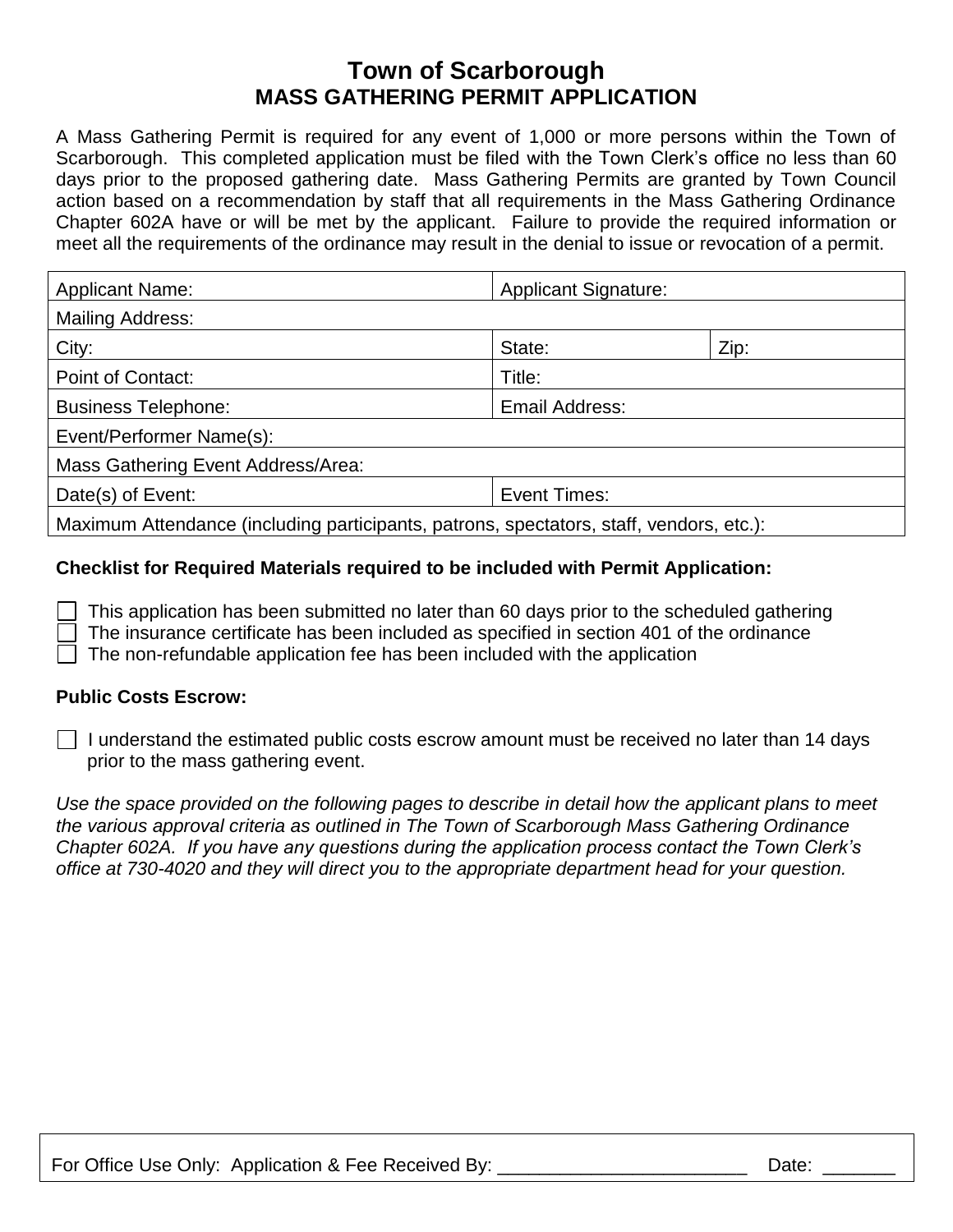# Town of Scarborough
## MASS GATHERING PERMIT APPLICATION

A Mass Gathering Permit is required for any event of 1,000 or more persons within the Town of Scarborough. This completed application must be filed with the Town Clerk's office no less than 60 days prior to the proposed gathering date. Mass Gathering Permits are granted by Town Council action based on a recommendation by staff that all requirements in the Mass Gathering Ordinance Chapter 602A have or will be met by the applicant. Failure to provide the required information or meet all the requirements of the ordinance may result in the denial to issue or revocation of a permit.

| Applicant Name: | Applicant Signature: | |
|---|---|---|
| Mailing Address: | | |
| City: | State: | Zip: |
| Point of Contact: | Title: | |
| Business Telephone: | Email Address: | |
| Event/Performer Name(s): | | |
| Mass Gathering Event Address/Area: | | |
| Date(s) of Event: | Event Times: | |
| Maximum Attendance (including participants, patrons, spectators, staff, vendors, etc.): | | |

**Checklist for Required Materials required to be included with Permit Application:**

- ☐ This application has been submitted no later than 60 days prior to the scheduled gathering
- ☐ The insurance certificate has been included as specified in section 401 of the ordinance
- ☐ The non-refundable application fee has been included with the application

**Public Costs Escrow:**

- ☐ I understand the estimated public costs escrow amount must be received no later than 14 days prior to the mass gathering event.

*Use the space provided on the following pages to describe in detail how the applicant plans to meet the various approval criteria as outlined in The Town of Scarborough Mass Gathering Ordinance Chapter 602A. If you have any questions during the application process contact the Town Clerk's office at 730-4020 and they will direct you to the appropriate department head for your question.*

For Office Use Only: Application & Fee Received By: ________________________ Date: _______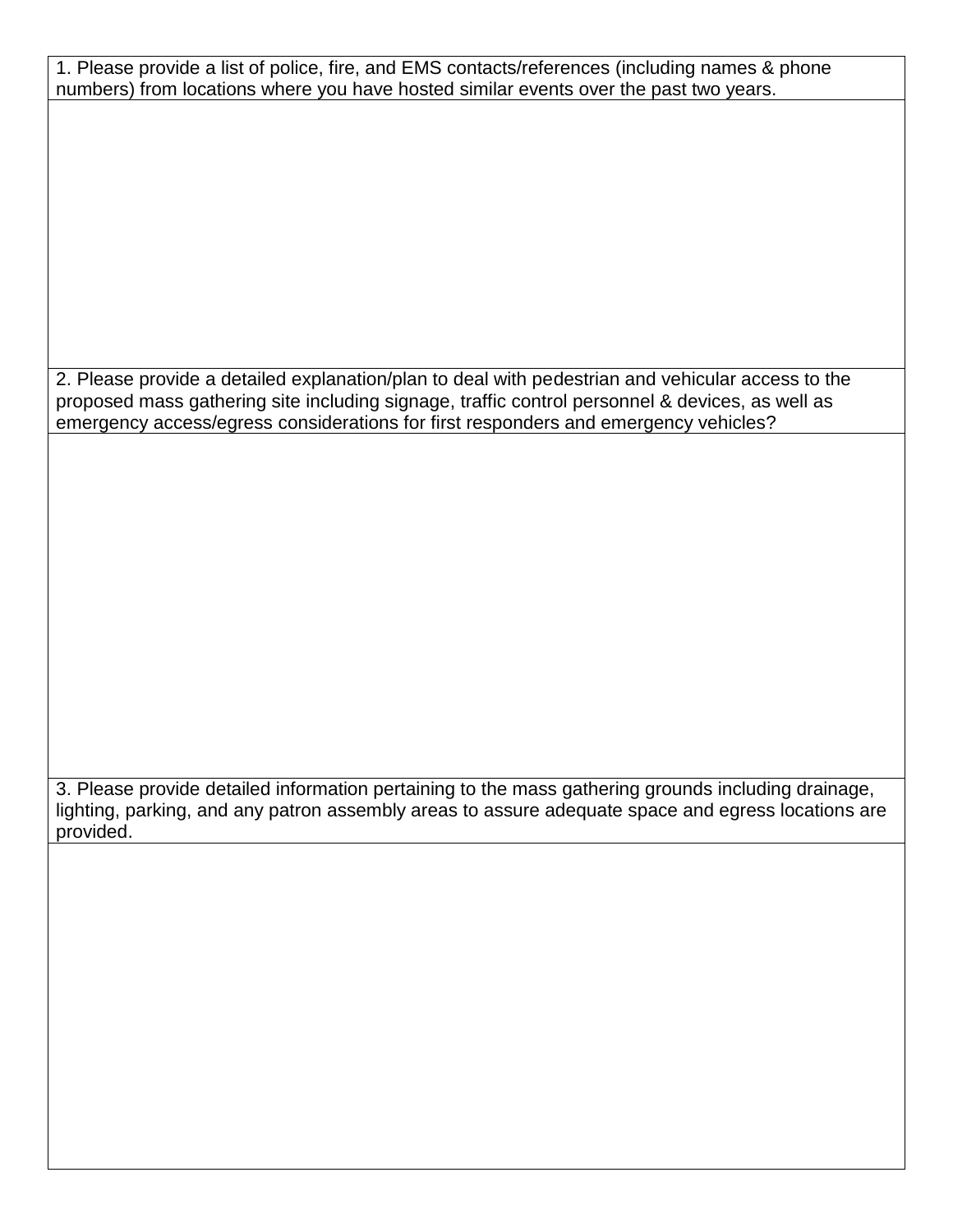| 1. Please provide a list of police, fire, and EMS contacts/references (including names & phone numbers) from locations where you have hosted similar events over the past two years. |
|---|
| |
| 2. Please provide a detailed explanation/plan to deal with pedestrian and vehicular access to the proposed mass gathering site including signage, traffic control personnel & devices, as well as emergency access/egress considerations for first responders and emergency vehicles? |
| |
| 3. Please provide detailed information pertaining to the mass gathering grounds including drainage, lighting, parking, and any patron assembly areas to assure adequate space and egress locations are provided. |
| |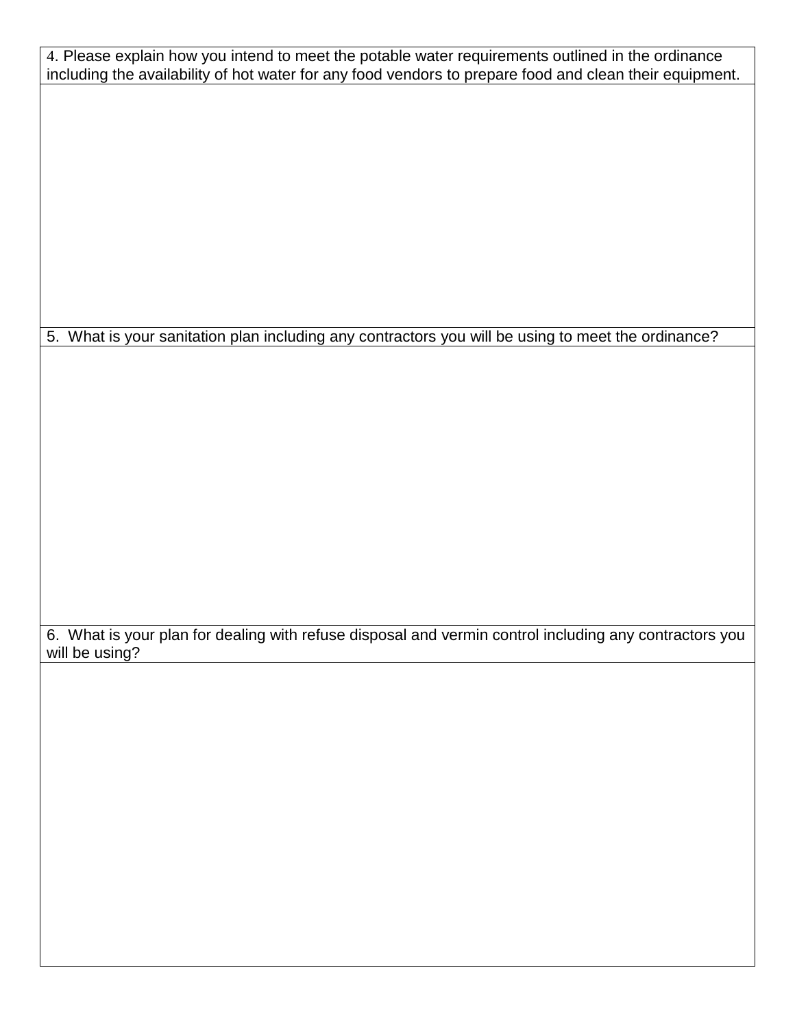| 4. Please explain how you intend to meet the potable water requirements outlined in the ordinance including the availability of hot water for any food vendors to prepare food and clean their equipment. |
| --- |
| |
| 5. What is your sanitation plan including any contractors you will be using to meet the ordinance? |
| |
| 6. What is your plan for dealing with refuse disposal and vermin control including any contractors you will be using? |
| |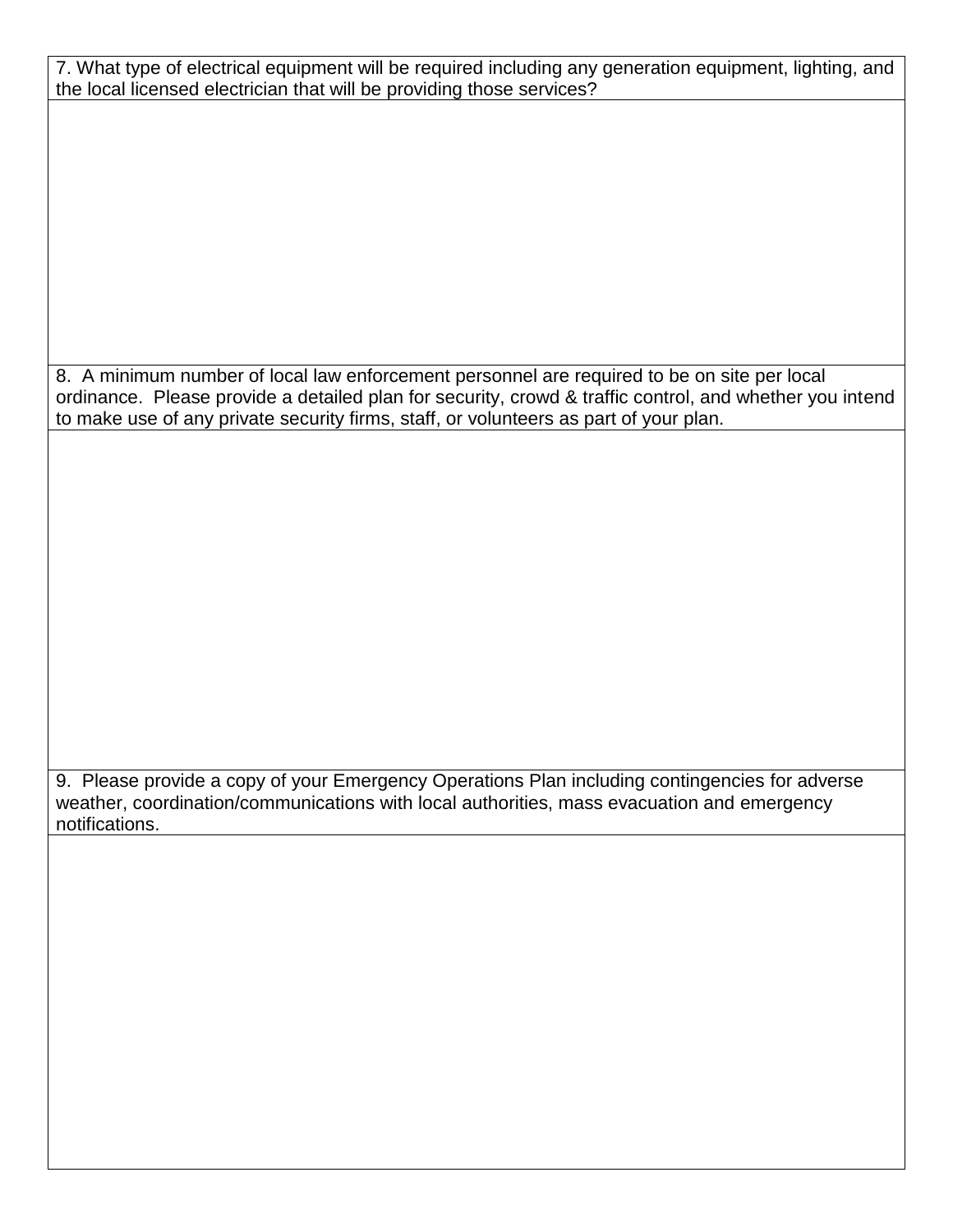7. What type of electrical equipment will be required including any generation equipment, lighting, and the local licensed electrician that will be providing those services?

8. A minimum number of local law enforcement personnel are required to be on site per local ordinance. Please provide a detailed plan for security, crowd & traffic control, and whether you intend to make use of any private security firms, staff, or volunteers as part of your plan.

9. Please provide a copy of your Emergency Operations Plan including contingencies for adverse weather, coordination/communications with local authorities, mass evacuation and emergency notifications.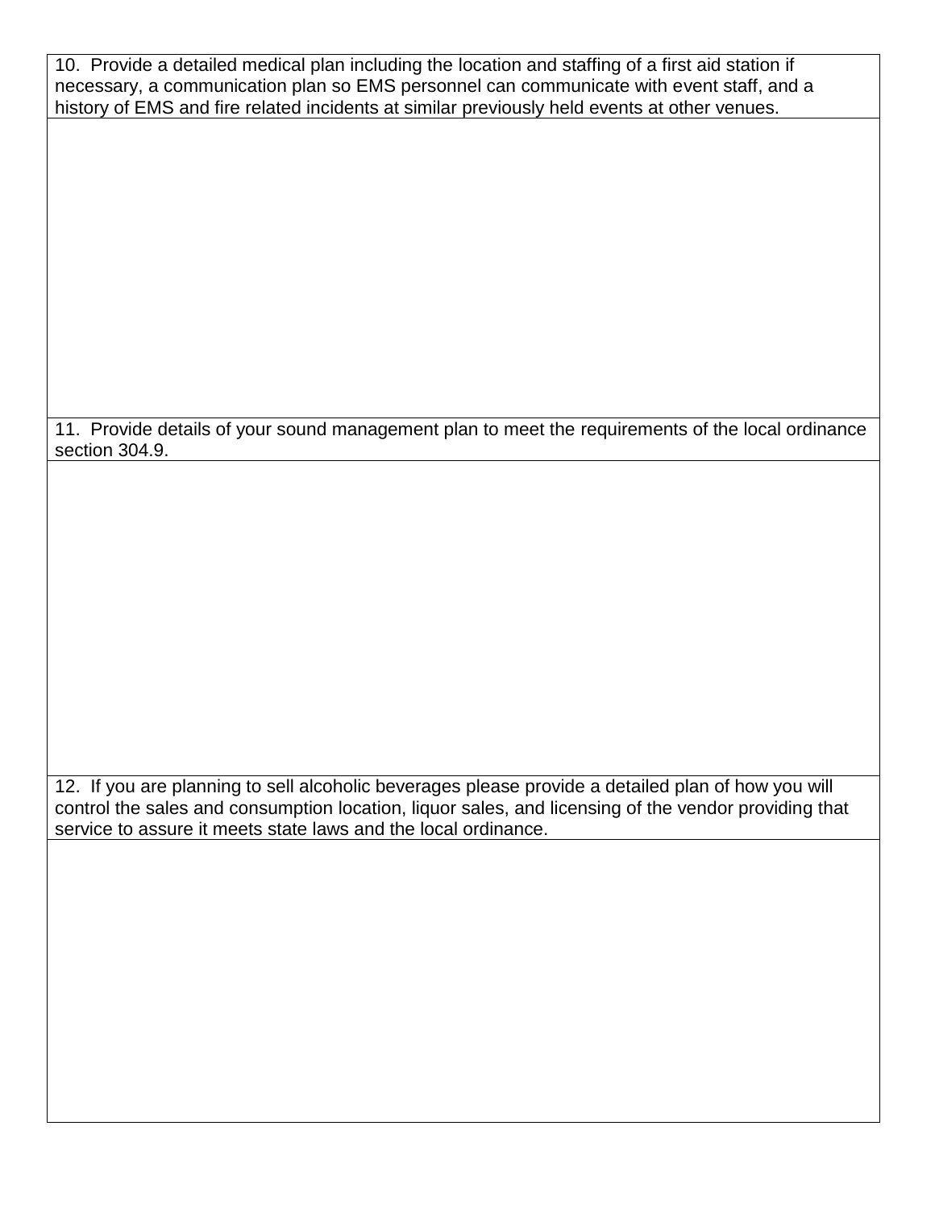| 10. Provide a detailed medical plan including the location and staffing of a first aid station if necessary, a communication plan so EMS personnel can communicate with event staff, and a history of EMS and fire related incidents at similar previously held events at other venues. |
| --- |
| |
| 11. Provide details of your sound management plan to meet the requirements of the local ordinance section 304.9. |
| |
| 12. If you are planning to sell alcoholic beverages please provide a detailed plan of how you will control the sales and consumption location, liquor sales, and licensing of the vendor providing that service to assure it meets state laws and the local ordinance. |
| |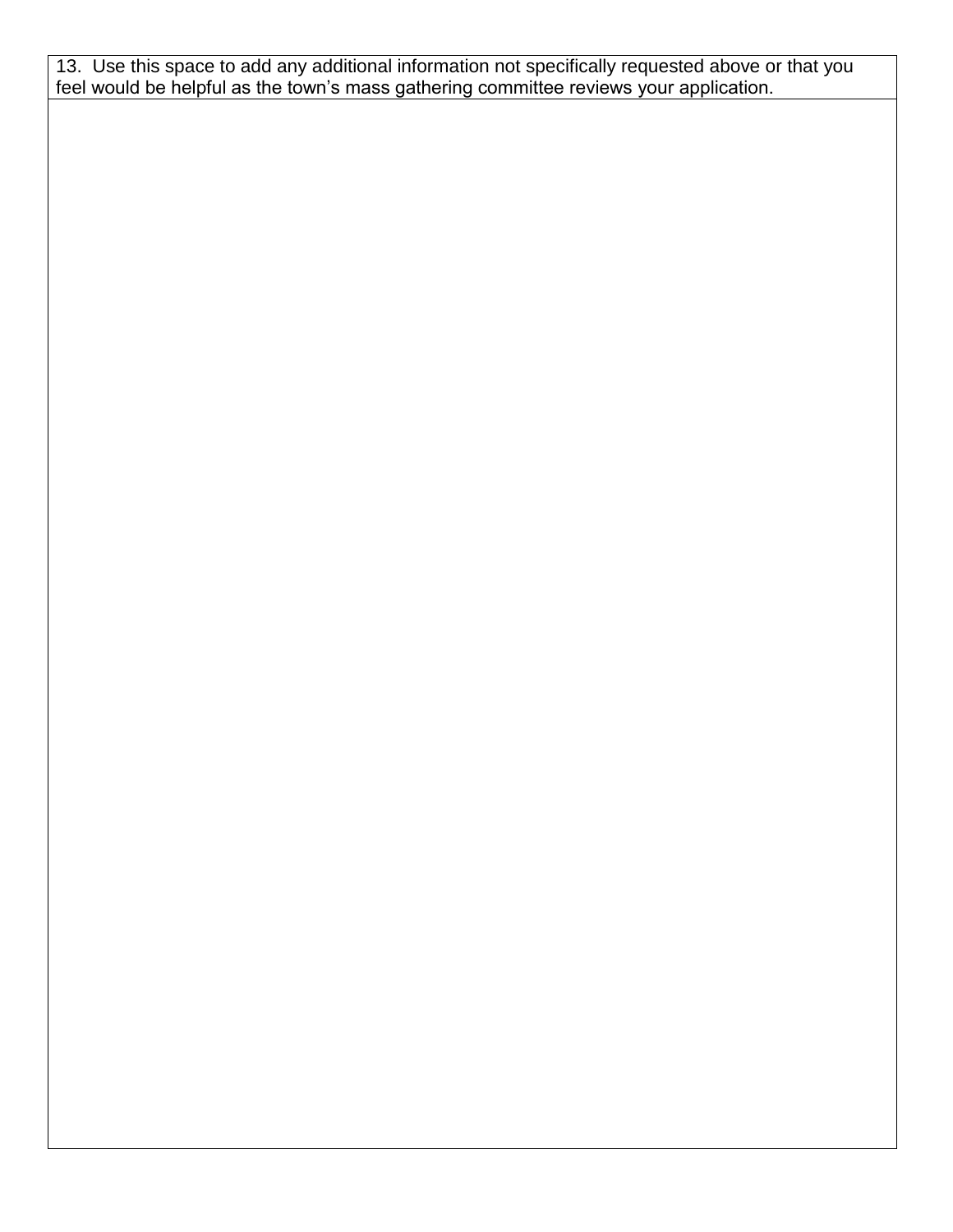| 13. Use this space to add any additional information not specifically requested above or that you feel would be helpful as the town's mass gathering committee reviews your application. |
| --- |
| |